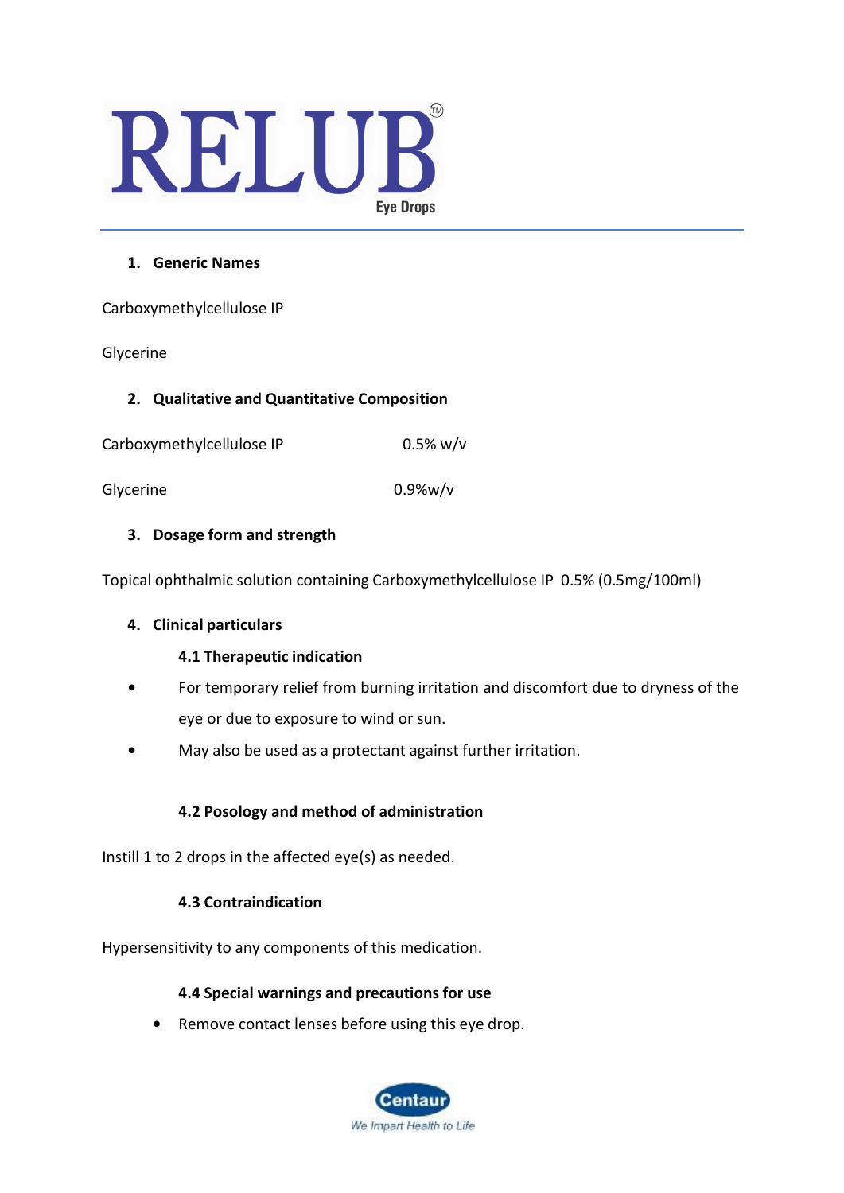# RELUB™

Eye Drops

### 1. Generic Names

Carboxymethylcellulose IP

Glycerine

### 2. Qualitative and Quantitative Composition

| | |
|---|---|
| Carboxymethylcellulose IP | 0.5% w/v |
| Glycerine | 0.9%w/v |

### 3. Dosage form and strength

Topical ophthalmic solution containing Carboxymethylcellulose IP 0.5% (0.5mg/100ml)

### 4. Clinical particulars

#### 4.1 Therapeutic indication

- For temporary relief from burning irritation and discomfort due to dryness of the eye or due to exposure to wind or sun.
- May also be used as a protectant against further irritation.

#### 4.2 Posology and method of administration

Instill 1 to 2 drops in the affected eye(s) as needed.

#### 4.3 Contraindication

Hypersensitivity to any components of this medication.

#### 4.4 Special warnings and precautions for use

- Remove contact lenses before using this eye drop.

Centaur

We Impart Health to Life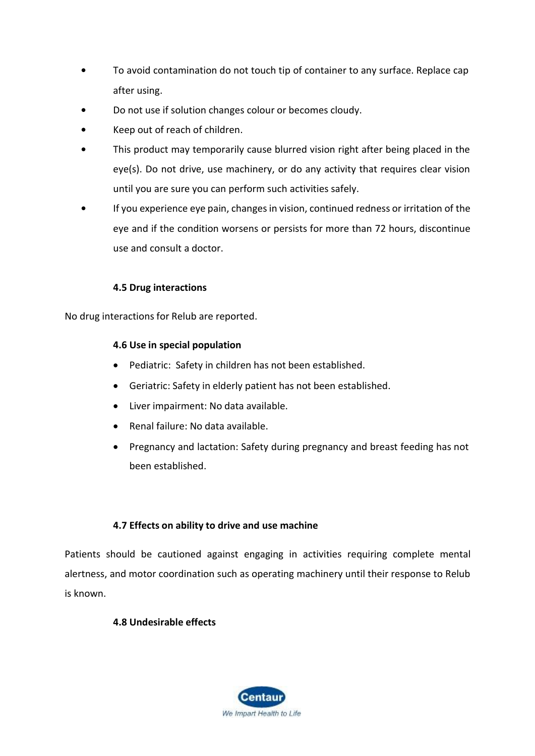- To avoid contamination do not touch tip of container to any surface. Replace cap after using.
- Do not use if solution changes colour or becomes cloudy.
- Keep out of reach of children.
- This product may temporarily cause blurred vision right after being placed in the eye(s). Do not drive, use machinery, or do any activity that requires clear vision until you are sure you can perform such activities safely.
- If you experience eye pain, changes in vision, continued redness or irritation of the eye and if the condition worsens or persists for more than 72 hours, discontinue use and consult a doctor.

### 4.5 Drug interactions

No drug interactions for Relub are reported.

### 4.6 Use in special population

- Pediatric: Safety in children has not been established.
- Geriatric: Safety in elderly patient has not been established.
- Liver impairment: No data available.
- Renal failure: No data available.
- Pregnancy and lactation: Safety during pregnancy and breast feeding has not been established.

### 4.7 Effects on ability to drive and use machine

Patients should be cautioned against engaging in activities requiring complete mental alertness, and motor coordination such as operating machinery until their response to Relub is known.

### 4.8 Undesirable effects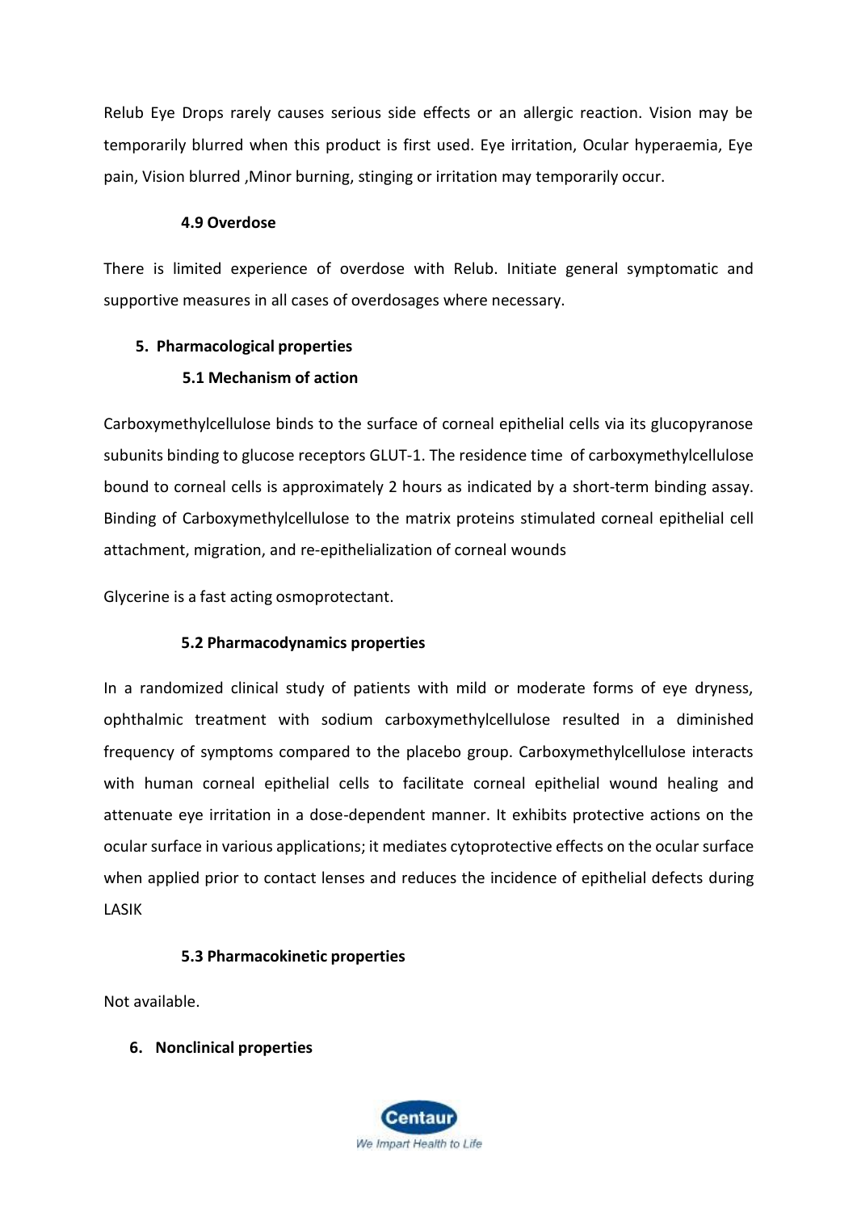Relub Eye Drops rarely causes serious side effects or an allergic reaction. Vision may be temporarily blurred when this product is first used. Eye irritation, Ocular hyperaemia, Eye pain, Vision blurred ,Minor burning, stinging or irritation may temporarily occur.

### 4.9 Overdose

There is limited experience of overdose with Relub. Initiate general symptomatic and supportive measures in all cases of overdosages where necessary.

## 5. Pharmacological properties

### 5.1 Mechanism of action

Carboxymethylcellulose binds to the surface of corneal epithelial cells via its glucopyranose subunits binding to glucose receptors GLUT-1. The residence time of carboxymethylcellulose bound to corneal cells is approximately 2 hours as indicated by a short-term binding assay. Binding of Carboxymethylcellulose to the matrix proteins stimulated corneal epithelial cell attachment, migration, and re-epithelialization of corneal wounds

Glycerine is a fast acting osmoprotectant.

### 5.2 Pharmacodynamics properties

In a randomized clinical study of patients with mild or moderate forms of eye dryness, ophthalmic treatment with sodium carboxymethylcellulose resulted in a diminished frequency of symptoms compared to the placebo group. Carboxymethylcellulose interacts with human corneal epithelial cells to facilitate corneal epithelial wound healing and attenuate eye irritation in a dose-dependent manner. It exhibits protective actions on the ocular surface in various applications; it mediates cytoprotective effects on the ocular surface when applied prior to contact lenses and reduces the incidence of epithelial defects during LASIK

### 5.3 Pharmacokinetic properties

Not available.

## 6. Nonclinical properties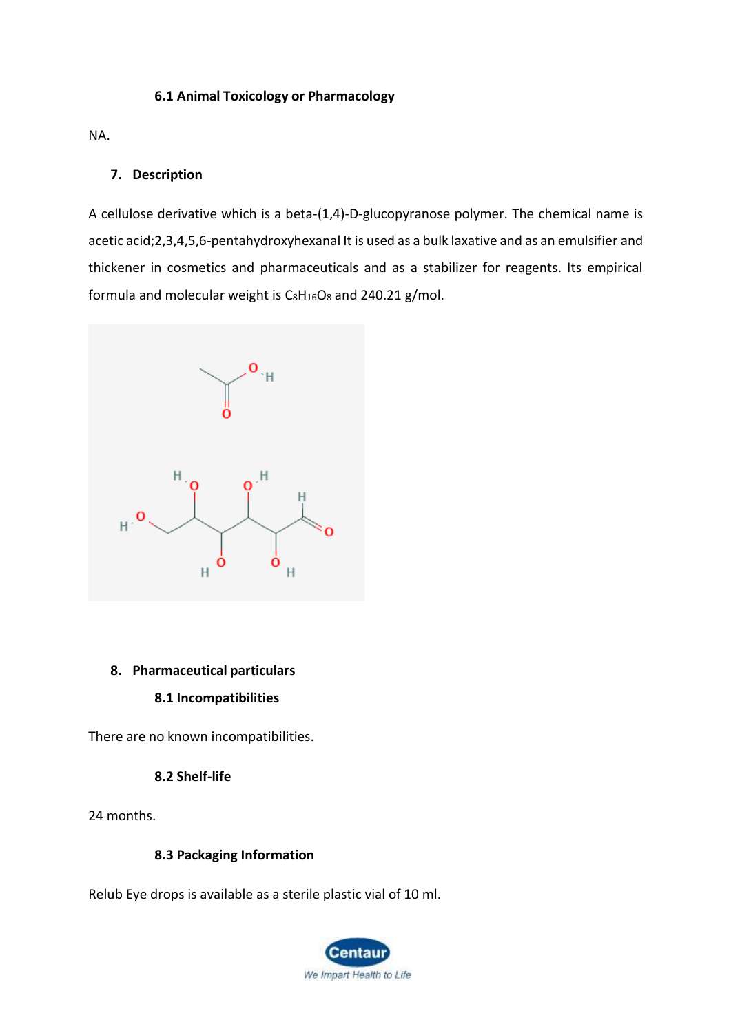### 6.1 Animal Toxicology or Pharmacology

NA.

## 7. Description

A cellulose derivative which is a beta-(1,4)-D-glucopyranose polymer. The chemical name is acetic acid;2,3,4,5,6-pentahydroxyhexanal It is used as a bulk laxative and as an emulsifier and thickener in cosmetics and pharmaceuticals and as a stabilizer for reagents. Its empirical formula and molecular weight is $C_8H_{16}O_8$ and 240.21 g/mol.

## 8. Pharmaceutical particulars

### 8.1 Incompatibilities

There are no known incompatibilities.

### 8.2 Shelf-life

24 months.

### 8.3 Packaging Information

Relub Eye drops is available as a sterile plastic vial of 10 ml.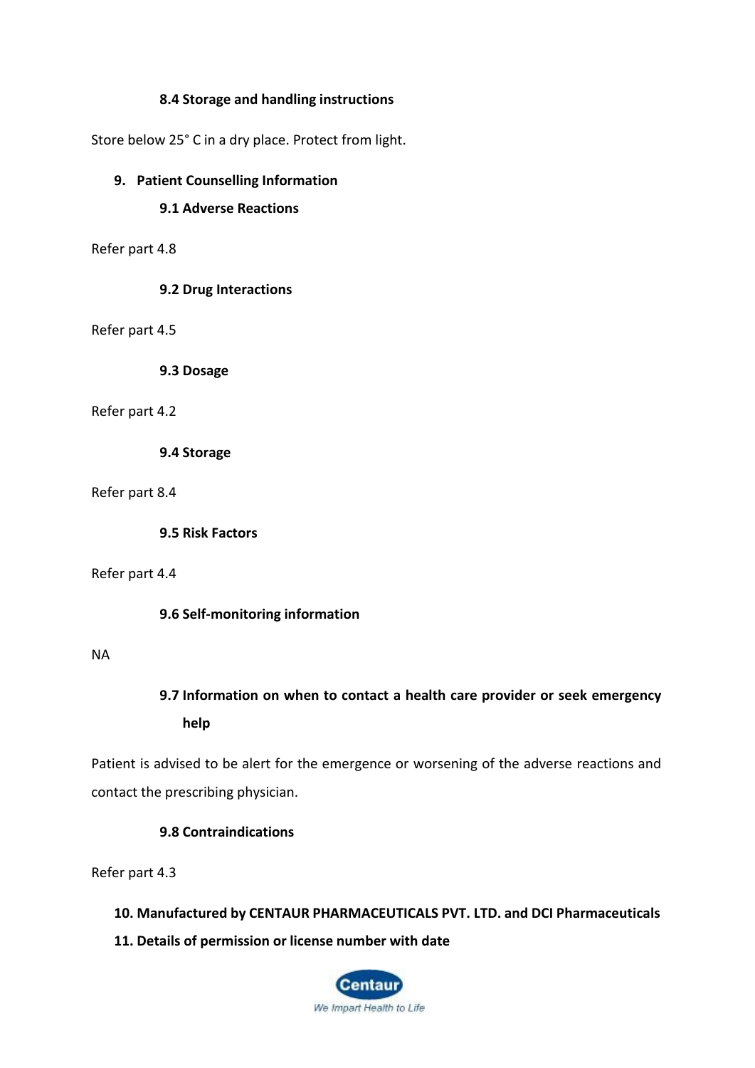### 8.4 Storage and handling instructions

Store below 25° C in a dry place. Protect from light.

## 9. Patient Counselling Information

### 9.1 Adverse Reactions

Refer part 4.8

### 9.2 Drug Interactions

Refer part 4.5

### 9.3 Dosage

Refer part 4.2

### 9.4 Storage

Refer part 8.4

### 9.5 Risk Factors

Refer part 4.4

### 9.6 Self-monitoring information

NA

### 9.7 Information on when to contact a health care provider or seek emergency help

Patient is advised to be alert for the emergence or worsening of the adverse reactions and contact the prescribing physician.

### 9.8 Contraindications

Refer part 4.3

## 10. Manufactured by CENTAUR PHARMACEUTICALS PVT. LTD. and DCI Pharmaceuticals

## 11. Details of permission or license number with date

Centaur

We Impart Health to Life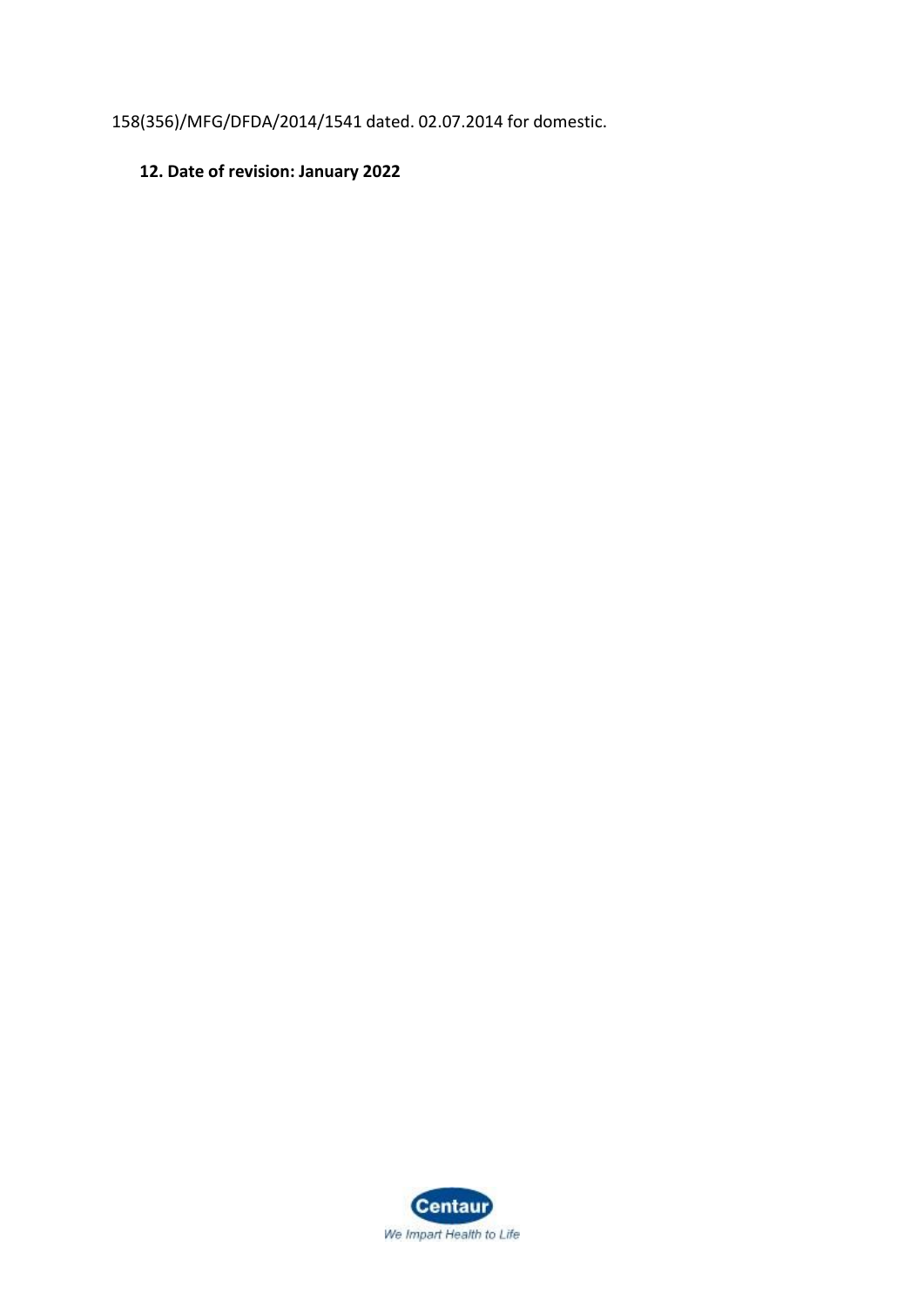158(356)/MFG/DFDA/2014/1541 dated. 02.07.2014 for domestic.

**12. Date of revision: January 2022**